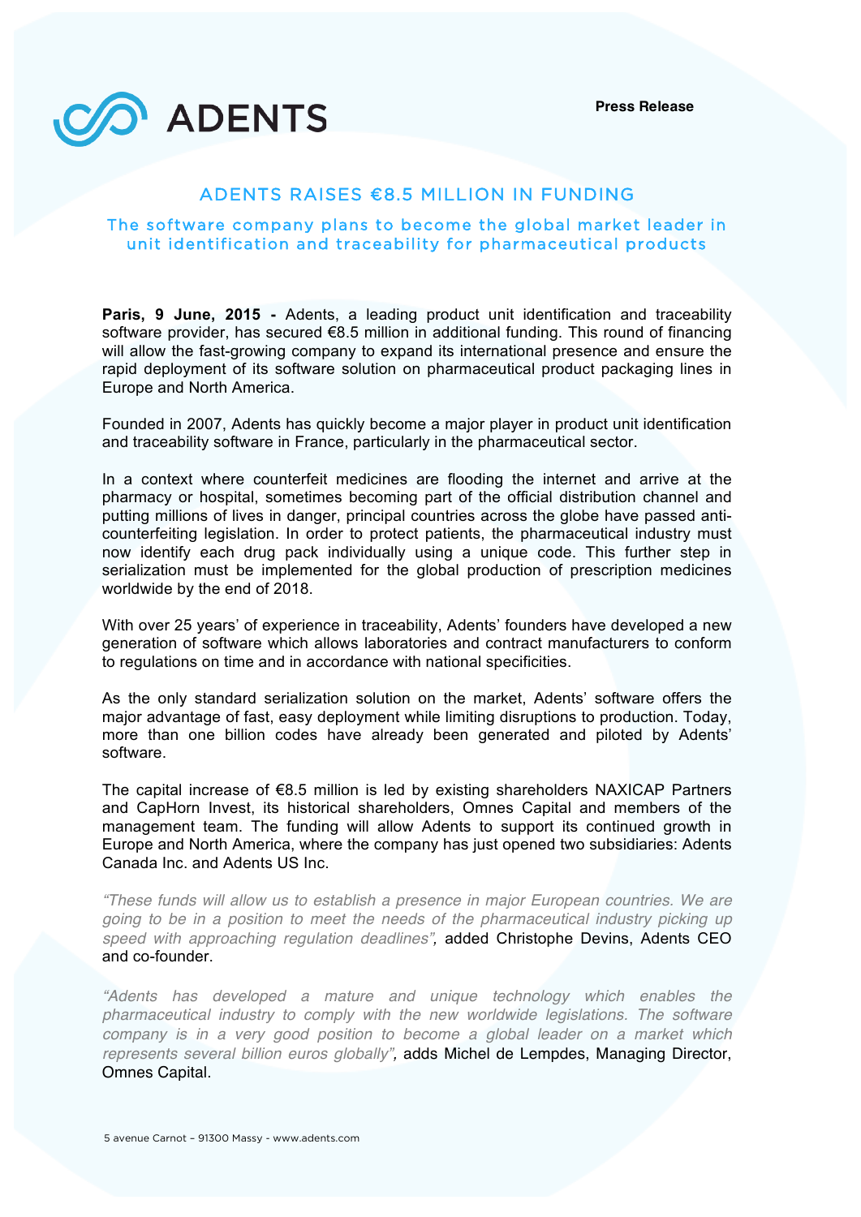ADENTS

**Press Release**

# ADENTS RAISES €8.5 MILLION IN FUNDING

## The software company plans to become the global market leader in unit identification and traceability for pharmaceutical products

**Paris, 9 June, 2015 -** Adents, a leading product unit identification and traceability software provider, has secured €8.5 million in additional funding. This round of financing will allow the fast-growing company to expand its international presence and ensure the rapid deployment of its software solution on pharmaceutical product packaging lines in Europe and North America.

Founded in 2007, Adents has quickly become a major player in product unit identification and traceability software in France, particularly in the pharmaceutical sector.

In a context where counterfeit medicines are flooding the internet and arrive at the pharmacy or hospital, sometimes becoming part of the official distribution channel and putting millions of lives in danger, principal countries across the globe have passed anti-counterfeiting legislation. In order to protect patients, the pharmaceutical industry must now identify each drug pack individually using a unique code. This further step in serialization must be implemented for the global production of prescription medicines worldwide by the end of 2018.

With over 25 years' of experience in traceability, Adents' founders have developed a new generation of software which allows laboratories and contract manufacturers to conform to regulations on time and in accordance with national specificities.

As the only standard serialization solution on the market, Adents' software offers the major advantage of fast, easy deployment while limiting disruptions to production. Today, more than one billion codes have already been generated and piloted by Adents' software.

The capital increase of €8.5 million is led by existing shareholders NAXICAP Partners and CapHorn Invest, its historical shareholders, Omnes Capital and members of the management team. The funding will allow Adents to support its continued growth in Europe and North America, where the company has just opened two subsidiaries: Adents Canada Inc. and Adents US Inc.

*"These funds will allow us to establish a presence in major European countries. We are going to be in a position to meet the needs of the pharmaceutical industry picking up speed with approaching regulation deadlines",* added Christophe Devins, Adents CEO and co-founder.

*"Adents has developed a mature and unique technology which enables the pharmaceutical industry to comply with the new worldwide legislations. The software company is in a very good position to become a global leader on a market which represents several billion euros globally",* adds Michel de Lempdes, Managing Director, Omnes Capital.

5 avenue Carnot – 91300 Massy - www.adents.com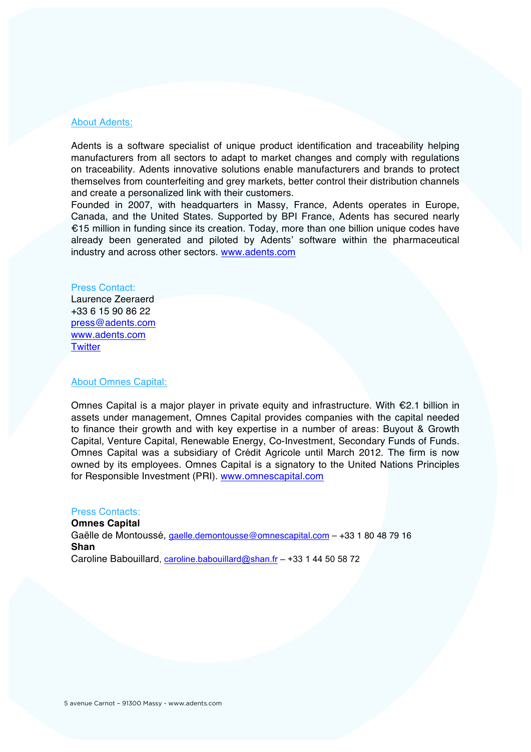## About Adents:

Adents is a software specialist of unique product identification and traceability helping manufacturers from all sectors to adapt to market changes and comply with regulations on traceability. Adents innovative solutions enable manufacturers and brands to protect themselves from counterfeiting and grey markets, better control their distribution channels and create a personalized link with their customers.
Founded in 2007, with headquarters in Massy, France, Adents operates in Europe, Canada, and the United States. Supported by BPI France, Adents has secured nearly €15 million in funding since its creation. Today, more than one billion unique codes have already been generated and piloted by Adents' software within the pharmaceutical industry and across other sectors. www.adents.com

**Press Contact:**
Laurence Zeeraerd
+33 6 15 90 86 22
press@adents.com
www.adents.com
Twitter

## About Omnes Capital:

Omnes Capital is a major player in private equity and infrastructure. With €2.1 billion in assets under management, Omnes Capital provides companies with the capital needed to finance their growth and with key expertise in a number of areas: Buyout & Growth Capital, Venture Capital, Renewable Energy, Co-Investment, Secondary Funds of Funds. Omnes Capital was a subsidiary of Crédit Agricole until March 2012. The firm is now owned by its employees. Omnes Capital is a signatory to the United Nations Principles for Responsible Investment (PRI). www.omnescapital.com

**Press Contacts:**
**Omnes Capital**
Gaëlle de Montoussé, gaelle.demontousse@omnescapital.com – +33 1 80 48 79 16
**Shan**
Caroline Babouillard, caroline.babouillard@shan.fr – +33 1 44 50 58 72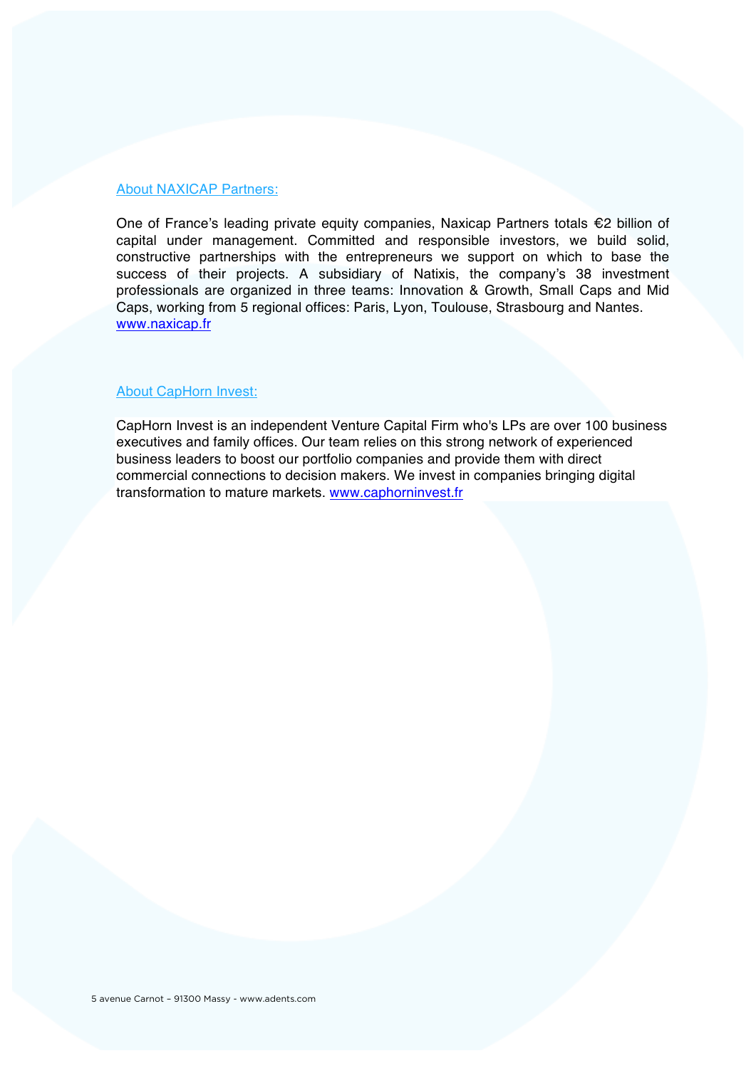About NAXICAP Partners:

One of France's leading private equity companies, Naxicap Partners totals €2 billion of capital under management. Committed and responsible investors, we build solid, constructive partnerships with the entrepreneurs we support on which to base the success of their projects. A subsidiary of Natixis, the company's 38 investment professionals are organized in three teams: Innovation & Growth, Small Caps and Mid Caps, working from 5 regional offices: Paris, Lyon, Toulouse, Strasbourg and Nantes. www.naxicap.fr

About CapHorn Invest:

CapHorn Invest is an independent Venture Capital Firm who's LPs are over 100 business executives and family offices. Our team relies on this strong network of experienced business leaders to boost our portfolio companies and provide them with direct commercial connections to decision makers. We invest in companies bringing digital transformation to mature markets. www.caphorninvest.fr

5 avenue Carnot – 91300 Massy - www.adents.com